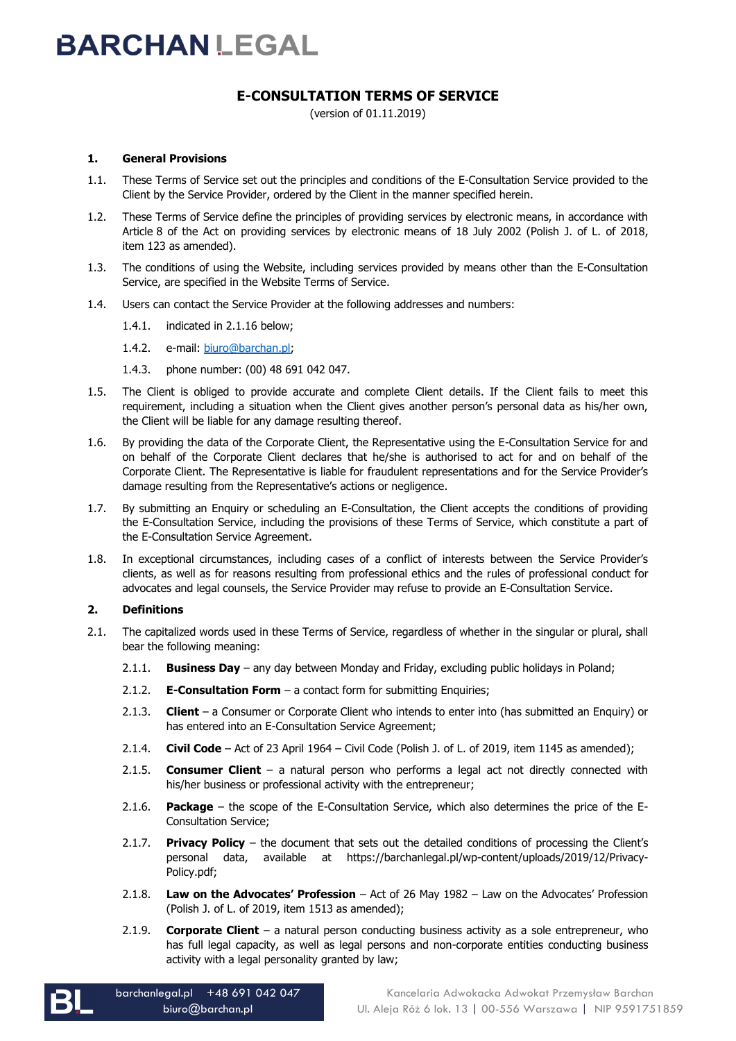# BARCHAN LEGAL

## E-CONSULTATION TERMS OF SERVICE

(version of 01.11.2019)

### 1. General Provisions

1.1. These Terms of Service set out the principles and conditions of the E-Consultation Service provided to the Client by the Service Provider, ordered by the Client in the manner specified herein.

1.2. These Terms of Service define the principles of providing services by electronic means, in accordance with Article 8 of the Act on providing services by electronic means of 18 July 2002 (Polish J. of L. of 2018, item 123 as amended).

1.3. The conditions of using the Website, including services provided by means other than the E-Consultation Service, are specified in the Website Terms of Service.

1.4. Users can contact the Service Provider at the following addresses and numbers:

1.4.1. indicated in 2.1.16 below;

1.4.2. e-mail: biuro@barchan.pl;

1.4.3. phone number: (00) 48 691 042 047.

1.5. The Client is obliged to provide accurate and complete Client details. If the Client fails to meet this requirement, including a situation when the Client gives another person's personal data as his/her own, the Client will be liable for any damage resulting thereof.

1.6. By providing the data of the Corporate Client, the Representative using the E-Consultation Service for and on behalf of the Corporate Client declares that he/she is authorised to act for and on behalf of the Corporate Client. The Representative is liable for fraudulent representations and for the Service Provider's damage resulting from the Representative's actions or negligence.

1.7. By submitting an Enquiry or scheduling an E-Consultation, the Client accepts the conditions of providing the E-Consultation Service, including the provisions of these Terms of Service, which constitute a part of the E-Consultation Service Agreement.

1.8. In exceptional circumstances, including cases of a conflict of interests between the Service Provider's clients, as well as for reasons resulting from professional ethics and the rules of professional conduct for advocates and legal counsels, the Service Provider may refuse to provide an E-Consultation Service.

### 2. Definitions

2.1. The capitalized words used in these Terms of Service, regardless of whether in the singular or plural, shall bear the following meaning:

2.1.1. **Business Day** – any day between Monday and Friday, excluding public holidays in Poland;

2.1.2. **E-Consultation Form** – a contact form for submitting Enquiries;

2.1.3. **Client** – a Consumer or Corporate Client who intends to enter into (has submitted an Enquiry) or has entered into an E-Consultation Service Agreement;

2.1.4. **Civil Code** – Act of 23 April 1964 – Civil Code (Polish J. of L. of 2019, item 1145 as amended);

2.1.5. **Consumer Client** – a natural person who performs a legal act not directly connected with his/her business or professional activity with the entrepreneur;

2.1.6. **Package** – the scope of the E-Consultation Service, which also determines the price of the E-Consultation Service;

2.1.7. **Privacy Policy** – the document that sets out the detailed conditions of processing the Client's personal data, available at https://barchanlegal.pl/wp-content/uploads/2019/12/Privacy-Policy.pdf;

2.1.8. **Law on the Advocates' Profession** – Act of 26 May 1982 – Law on the Advocates' Profession (Polish J. of L. of 2019, item 1513 as amended);

2.1.9. **Corporate Client** – a natural person conducting business activity as a sole entrepreneur, who has full legal capacity, as well as legal persons and non-corporate entities conducting business activity with a legal personality granted by law;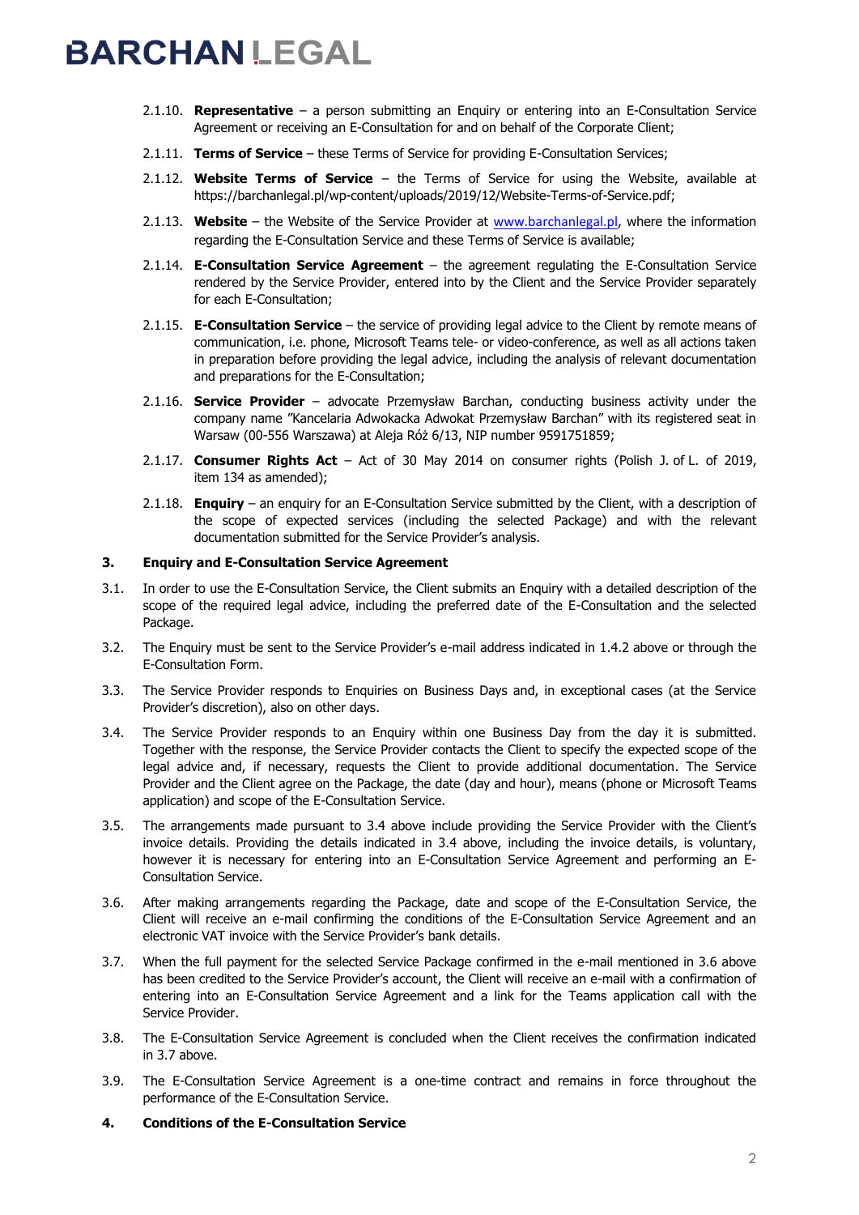2.1.10. **Representative** – a person submitting an Enquiry or entering into an E-Consultation Service Agreement or receiving an E-Consultation for and on behalf of the Corporate Client;

2.1.11. **Terms of Service** – these Terms of Service for providing E-Consultation Services;

2.1.12. **Website Terms of Service** – the Terms of Service for using the Website, available at https://barchanlegal.pl/wp-content/uploads/2019/12/Website-Terms-of-Service.pdf;

2.1.13. **Website** – the Website of the Service Provider at www.barchanlegal.pl, where the information regarding the E-Consultation Service and these Terms of Service is available;

2.1.14. **E-Consultation Service Agreement** – the agreement regulating the E-Consultation Service rendered by the Service Provider, entered into by the Client and the Service Provider separately for each E-Consultation;

2.1.15. **E-Consultation Service** – the service of providing legal advice to the Client by remote means of communication, i.e. phone, Microsoft Teams tele- or video-conference, as well as all actions taken in preparation before providing the legal advice, including the analysis of relevant documentation and preparations for the E-Consultation;

2.1.16. **Service Provider** – advocate Przemysław Barchan, conducting business activity under the company name "Kancelaria Adwokacka Adwokat Przemysław Barchan" with its registered seat in Warsaw (00-556 Warszawa) at Aleja Róż 6/13, NIP number 9591751859;

2.1.17. **Consumer Rights Act** – Act of 30 May 2014 on consumer rights (Polish J. of L. of 2019, item 134 as amended);

2.1.18. **Enquiry** – an enquiry for an E-Consultation Service submitted by the Client, with a description of the scope of expected services (including the selected Package) and with the relevant documentation submitted for the Service Provider's analysis.

## 3. Enquiry and E-Consultation Service Agreement

3.1. In order to use the E-Consultation Service, the Client submits an Enquiry with a detailed description of the scope of the required legal advice, including the preferred date of the E-Consultation and the selected Package.

3.2. The Enquiry must be sent to the Service Provider's e-mail address indicated in 1.4.2 above or through the E-Consultation Form.

3.3. The Service Provider responds to Enquiries on Business Days and, in exceptional cases (at the Service Provider's discretion), also on other days.

3.4. The Service Provider responds to an Enquiry within one Business Day from the day it is submitted. Together with the response, the Service Provider contacts the Client to specify the expected scope of the legal advice and, if necessary, requests the Client to provide additional documentation. The Service Provider and the Client agree on the Package, the date (day and hour), means (phone or Microsoft Teams application) and scope of the E-Consultation Service.

3.5. The arrangements made pursuant to 3.4 above include providing the Service Provider with the Client's invoice details. Providing the details indicated in 3.4 above, including the invoice details, is voluntary, however it is necessary for entering into an E-Consultation Service Agreement and performing an E-Consultation Service.

3.6. After making arrangements regarding the Package, date and scope of the E-Consultation Service, the Client will receive an e-mail confirming the conditions of the E-Consultation Service Agreement and an electronic VAT invoice with the Service Provider's bank details.

3.7. When the full payment for the selected Service Package confirmed in the e-mail mentioned in 3.6 above has been credited to the Service Provider's account, the Client will receive an e-mail with a confirmation of entering into an E-Consultation Service Agreement and a link for the Teams application call with the Service Provider.

3.8. The E-Consultation Service Agreement is concluded when the Client receives the confirmation indicated in 3.7 above.

3.9. The E-Consultation Service Agreement is a one-time contract and remains in force throughout the performance of the E-Consultation Service.

## 4. Conditions of the E-Consultation Service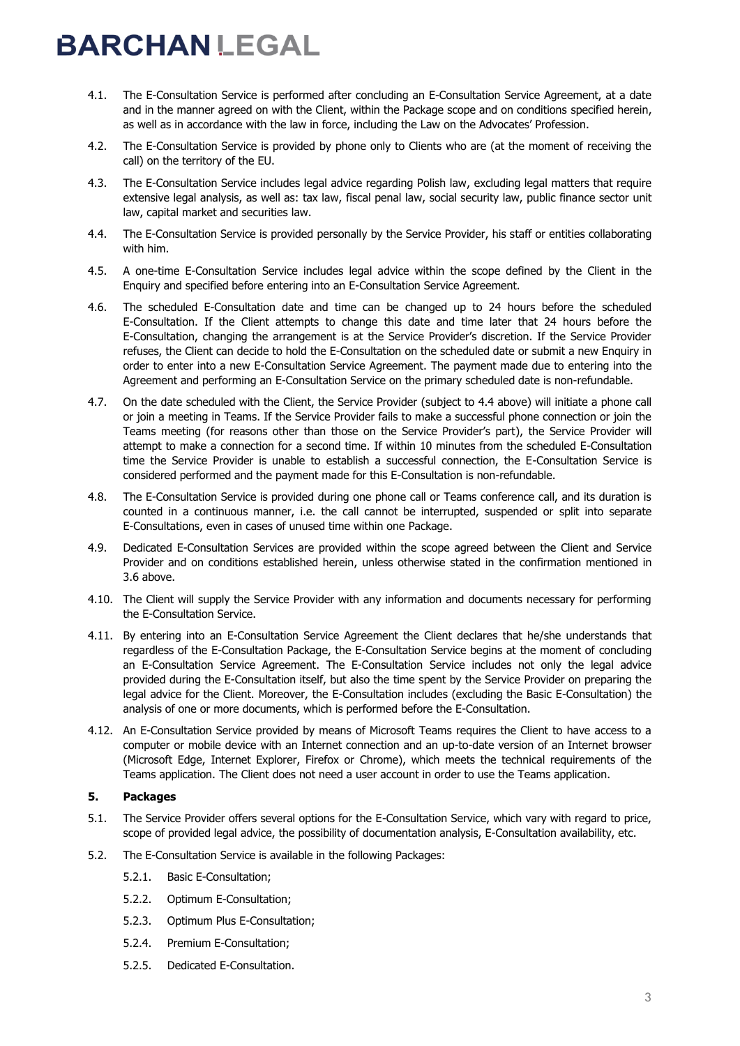4.1. The E-Consultation Service is performed after concluding an E-Consultation Service Agreement, at a date and in the manner agreed on with the Client, within the Package scope and on conditions specified herein, as well as in accordance with the law in force, including the Law on the Advocates' Profession.

4.2. The E-Consultation Service is provided by phone only to Clients who are (at the moment of receiving the call) on the territory of the EU.

4.3. The E-Consultation Service includes legal advice regarding Polish law, excluding legal matters that require extensive legal analysis, as well as: tax law, fiscal penal law, social security law, public finance sector unit law, capital market and securities law.

4.4. The E-Consultation Service is provided personally by the Service Provider, his staff or entities collaborating with him.

4.5. A one-time E-Consultation Service includes legal advice within the scope defined by the Client in the Enquiry and specified before entering into an E-Consultation Service Agreement.

4.6. The scheduled E-Consultation date and time can be changed up to 24 hours before the scheduled E-Consultation. If the Client attempts to change this date and time later that 24 hours before the E-Consultation, changing the arrangement is at the Service Provider's discretion. If the Service Provider refuses, the Client can decide to hold the E-Consultation on the scheduled date or submit a new Enquiry in order to enter into a new E-Consultation Service Agreement. The payment made due to entering into the Agreement and performing an E-Consultation Service on the primary scheduled date is non-refundable.

4.7. On the date scheduled with the Client, the Service Provider (subject to 4.4 above) will initiate a phone call or join a meeting in Teams. If the Service Provider fails to make a successful phone connection or join the Teams meeting (for reasons other than those on the Service Provider's part), the Service Provider will attempt to make a connection for a second time. If within 10 minutes from the scheduled E-Consultation time the Service Provider is unable to establish a successful connection, the E-Consultation Service is considered performed and the payment made for this E-Consultation is non-refundable.

4.8. The E-Consultation Service is provided during one phone call or Teams conference call, and its duration is counted in a continuous manner, i.e. the call cannot be interrupted, suspended or split into separate E-Consultations, even in cases of unused time within one Package.

4.9. Dedicated E-Consultation Services are provided within the scope agreed between the Client and Service Provider and on conditions established herein, unless otherwise stated in the confirmation mentioned in 3.6 above.

4.10. The Client will supply the Service Provider with any information and documents necessary for performing the E-Consultation Service.

4.11. By entering into an E-Consultation Service Agreement the Client declares that he/she understands that regardless of the E-Consultation Package, the E-Consultation Service begins at the moment of concluding an E-Consultation Service Agreement. The E-Consultation Service includes not only the legal advice provided during the E-Consultation itself, but also the time spent by the Service Provider on preparing the legal advice for the Client. Moreover, the E-Consultation includes (excluding the Basic E-Consultation) the analysis of one or more documents, which is performed before the E-Consultation.

4.12. An E-Consultation Service provided by means of Microsoft Teams requires the Client to have access to a computer or mobile device with an Internet connection and an up-to-date version of an Internet browser (Microsoft Edge, Internet Explorer, Firefox or Chrome), which meets the technical requirements of the Teams application. The Client does not need a user account in order to use the Teams application.

## 5. Packages

5.1. The Service Provider offers several options for the E-Consultation Service, which vary with regard to price, scope of provided legal advice, the possibility of documentation analysis, E-Consultation availability, etc.

5.2. The E-Consultation Service is available in the following Packages:

5.2.1. Basic E-Consultation;

5.2.2. Optimum E-Consultation;

5.2.3. Optimum Plus E-Consultation;

5.2.4. Premium E-Consultation;

5.2.5. Dedicated E-Consultation.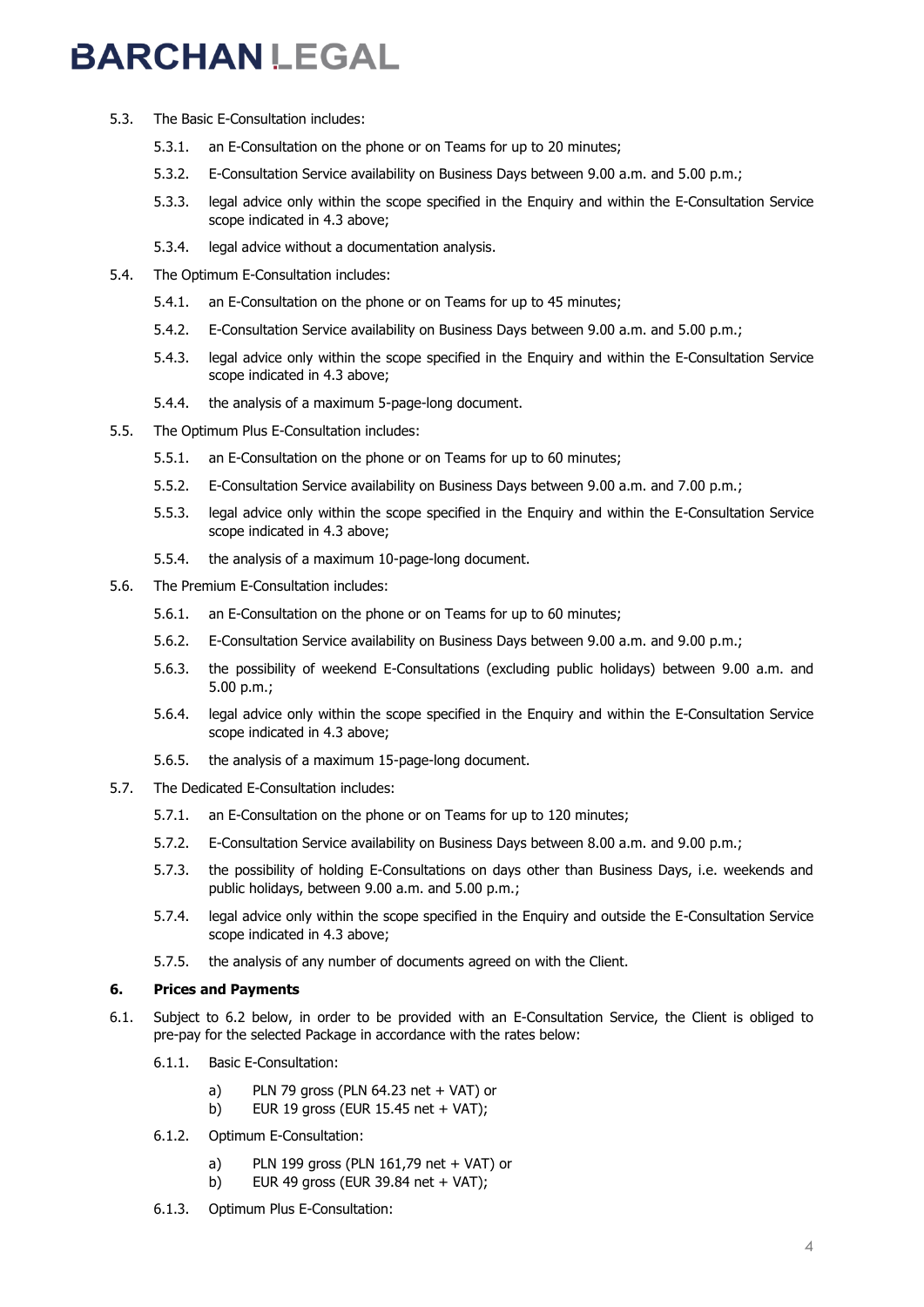5.3. The Basic E-Consultation includes:

5.3.1. an E-Consultation on the phone or on Teams for up to 20 minutes;

5.3.2. E-Consultation Service availability on Business Days between 9.00 a.m. and 5.00 p.m.;

5.3.3. legal advice only within the scope specified in the Enquiry and within the E-Consultation Service scope indicated in 4.3 above;

5.3.4. legal advice without a documentation analysis.

5.4. The Optimum E-Consultation includes:

5.4.1. an E-Consultation on the phone or on Teams for up to 45 minutes;

5.4.2. E-Consultation Service availability on Business Days between 9.00 a.m. and 5.00 p.m.;

5.4.3. legal advice only within the scope specified in the Enquiry and within the E-Consultation Service scope indicated in 4.3 above;

5.4.4. the analysis of a maximum 5-page-long document.

5.5. The Optimum Plus E-Consultation includes:

5.5.1. an E-Consultation on the phone or on Teams for up to 60 minutes;

5.5.2. E-Consultation Service availability on Business Days between 9.00 a.m. and 7.00 p.m.;

5.5.3. legal advice only within the scope specified in the Enquiry and within the E-Consultation Service scope indicated in 4.3 above;

5.5.4. the analysis of a maximum 10-page-long document.

5.6. The Premium E-Consultation includes:

5.6.1. an E-Consultation on the phone or on Teams for up to 60 minutes;

5.6.2. E-Consultation Service availability on Business Days between 9.00 a.m. and 9.00 p.m.;

5.6.3. the possibility of weekend E-Consultations (excluding public holidays) between 9.00 a.m. and 5.00 p.m.;

5.6.4. legal advice only within the scope specified in the Enquiry and within the E-Consultation Service scope indicated in 4.3 above;

5.6.5. the analysis of a maximum 15-page-long document.

5.7. The Dedicated E-Consultation includes:

5.7.1. an E-Consultation on the phone or on Teams for up to 120 minutes;

5.7.2. E-Consultation Service availability on Business Days between 8.00 a.m. and 9.00 p.m.;

5.7.3. the possibility of holding E-Consultations on days other than Business Days, i.e. weekends and public holidays, between 9.00 a.m. and 5.00 p.m.;

5.7.4. legal advice only within the scope specified in the Enquiry and outside the E-Consultation Service scope indicated in 4.3 above;

5.7.5. the analysis of any number of documents agreed on with the Client.

## 6. Prices and Payments

6.1. Subject to 6.2 below, in order to be provided with an E-Consultation Service, the Client is obliged to pre-pay for the selected Package in accordance with the rates below:

6.1.1. Basic E-Consultation:

a) PLN 79 gross (PLN 64.23 net + VAT) or
b) EUR 19 gross (EUR 15.45 net + VAT);

6.1.2. Optimum E-Consultation:

a) PLN 199 gross (PLN 161,79 net + VAT) or
b) EUR 49 gross (EUR 39.84 net + VAT);

6.1.3. Optimum Plus E-Consultation: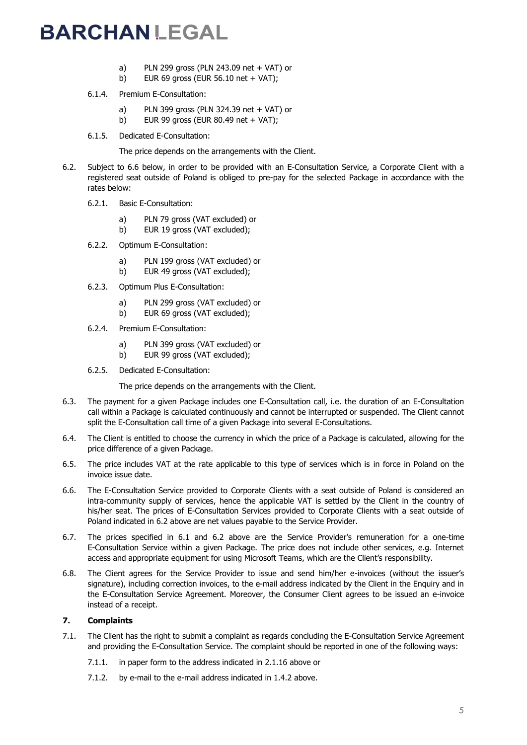a) PLN 299 gross (PLN 243.09 net + VAT) or
b) EUR 69 gross (EUR 56.10 net + VAT);

6.1.4. Premium E-Consultation:

a) PLN 399 gross (PLN 324.39 net + VAT) or
b) EUR 99 gross (EUR 80.49 net + VAT);

6.1.5. Dedicated E-Consultation:

The price depends on the arrangements with the Client.

6.2. Subject to 6.6 below, in order to be provided with an E-Consultation Service, a Corporate Client with a registered seat outside of Poland is obliged to pre-pay for the selected Package in accordance with the rates below:

6.2.1. Basic E-Consultation:

a) PLN 79 gross (VAT excluded) or
b) EUR 19 gross (VAT excluded);

6.2.2. Optimum E-Consultation:

a) PLN 199 gross (VAT excluded) or
b) EUR 49 gross (VAT excluded);

6.2.3. Optimum Plus E-Consultation:

a) PLN 299 gross (VAT excluded) or
b) EUR 69 gross (VAT excluded);

6.2.4. Premium E-Consultation:

a) PLN 399 gross (VAT excluded) or
b) EUR 99 gross (VAT excluded);

6.2.5. Dedicated E-Consultation:

The price depends on the arrangements with the Client.

6.3. The payment for a given Package includes one E-Consultation call, i.e. the duration of an E-Consultation call within a Package is calculated continuously and cannot be interrupted or suspended. The Client cannot split the E-Consultation call time of a given Package into several E-Consultations.

6.4. The Client is entitled to choose the currency in which the price of a Package is calculated, allowing for the price difference of a given Package.

6.5. The price includes VAT at the rate applicable to this type of services which is in force in Poland on the invoice issue date.

6.6. The E-Consultation Service provided to Corporate Clients with a seat outside of Poland is considered an intra-community supply of services, hence the applicable VAT is settled by the Client in the country of his/her seat. The prices of E-Consultation Services provided to Corporate Clients with a seat outside of Poland indicated in 6.2 above are net values payable to the Service Provider.

6.7. The prices specified in 6.1 and 6.2 above are the Service Provider's remuneration for a one-time E-Consultation Service within a given Package. The price does not include other services, e.g. Internet access and appropriate equipment for using Microsoft Teams, which are the Client's responsibility.

6.8. The Client agrees for the Service Provider to issue and send him/her e-invoices (without the issuer's signature), including correction invoices, to the e-mail address indicated by the Client in the Enquiry and in the E-Consultation Service Agreement. Moreover, the Consumer Client agrees to be issued an e-invoice instead of a receipt.

## 7. Complaints

7.1. The Client has the right to submit a complaint as regards concluding the E-Consultation Service Agreement and providing the E-Consultation Service. The complaint should be reported in one of the following ways:

7.1.1. in paper form to the address indicated in 2.1.16 above or

7.1.2. by e-mail to the e-mail address indicated in 1.4.2 above.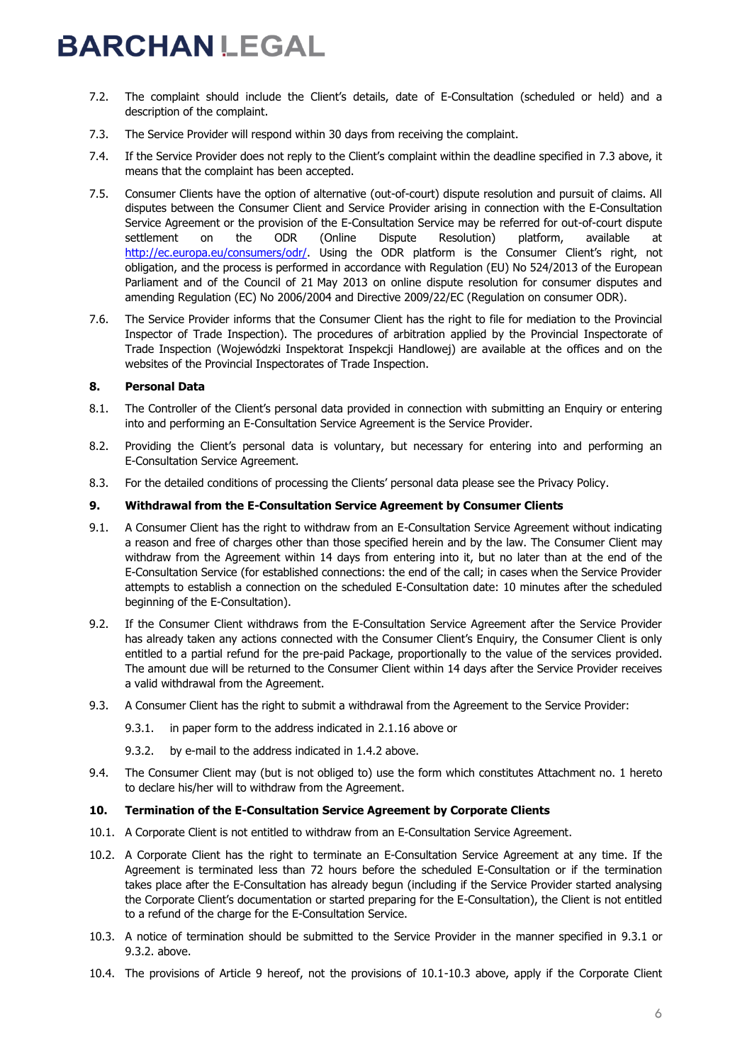7.2. The complaint should include the Client's details, date of E-Consultation (scheduled or held) and a description of the complaint.

7.3. The Service Provider will respond within 30 days from receiving the complaint.

7.4. If the Service Provider does not reply to the Client's complaint within the deadline specified in 7.3 above, it means that the complaint has been accepted.

7.5. Consumer Clients have the option of alternative (out-of-court) dispute resolution and pursuit of claims. All disputes between the Consumer Client and Service Provider arising in connection with the E-Consultation Service Agreement or the provision of the E-Consultation Service may be referred for out-of-court dispute settlement on the ODR (Online Dispute Resolution) platform, available at http://ec.europa.eu/consumers/odr/. Using the ODR platform is the Consumer Client's right, not obligation, and the process is performed in accordance with Regulation (EU) No 524/2013 of the European Parliament and of the Council of 21 May 2013 on online dispute resolution for consumer disputes and amending Regulation (EC) No 2006/2004 and Directive 2009/22/EC (Regulation on consumer ODR).

7.6. The Service Provider informs that the Consumer Client has the right to file for mediation to the Provincial Inspector of Trade Inspection). The procedures of arbitration applied by the Provincial Inspectorate of Trade Inspection (Wojewódzki Inspektorat Inspekcji Handlowej) are available at the offices and on the websites of the Provincial Inspectorates of Trade Inspection.

## 8. Personal Data

8.1. The Controller of the Client's personal data provided in connection with submitting an Enquiry or entering into and performing an E-Consultation Service Agreement is the Service Provider.

8.2. Providing the Client's personal data is voluntary, but necessary for entering into and performing an E-Consultation Service Agreement.

8.3. For the detailed conditions of processing the Clients' personal data please see the Privacy Policy.

## 9. Withdrawal from the E-Consultation Service Agreement by Consumer Clients

9.1. A Consumer Client has the right to withdraw from an E-Consultation Service Agreement without indicating a reason and free of charges other than those specified herein and by the law. The Consumer Client may withdraw from the Agreement within 14 days from entering into it, but no later than at the end of the E-Consultation Service (for established connections: the end of the call; in cases when the Service Provider attempts to establish a connection on the scheduled E-Consultation date: 10 minutes after the scheduled beginning of the E-Consultation).

9.2. If the Consumer Client withdraws from the E-Consultation Service Agreement after the Service Provider has already taken any actions connected with the Consumer Client's Enquiry, the Consumer Client is only entitled to a partial refund for the pre-paid Package, proportionally to the value of the services provided. The amount due will be returned to the Consumer Client within 14 days after the Service Provider receives a valid withdrawal from the Agreement.

9.3. A Consumer Client has the right to submit a withdrawal from the Agreement to the Service Provider:

   9.3.1. in paper form to the address indicated in 2.1.16 above or

   9.3.2. by e-mail to the address indicated in 1.4.2 above.

9.4. The Consumer Client may (but is not obliged to) use the form which constitutes Attachment no. 1 hereto to declare his/her will to withdraw from the Agreement.

## 10. Termination of the E-Consultation Service Agreement by Corporate Clients

10.1. A Corporate Client is not entitled to withdraw from an E-Consultation Service Agreement.

10.2. A Corporate Client has the right to terminate an E-Consultation Service Agreement at any time. If the Agreement is terminated less than 72 hours before the scheduled E-Consultation or if the termination takes place after the E-Consultation has already begun (including if the Service Provider started analysing the Corporate Client's documentation or started preparing for the E-Consultation), the Client is not entitled to a refund of the charge for the E-Consultation Service.

10.3. A notice of termination should be submitted to the Service Provider in the manner specified in 9.3.1 or 9.3.2. above.

10.4. The provisions of Article 9 hereof, not the provisions of 10.1-10.3 above, apply if the Corporate Client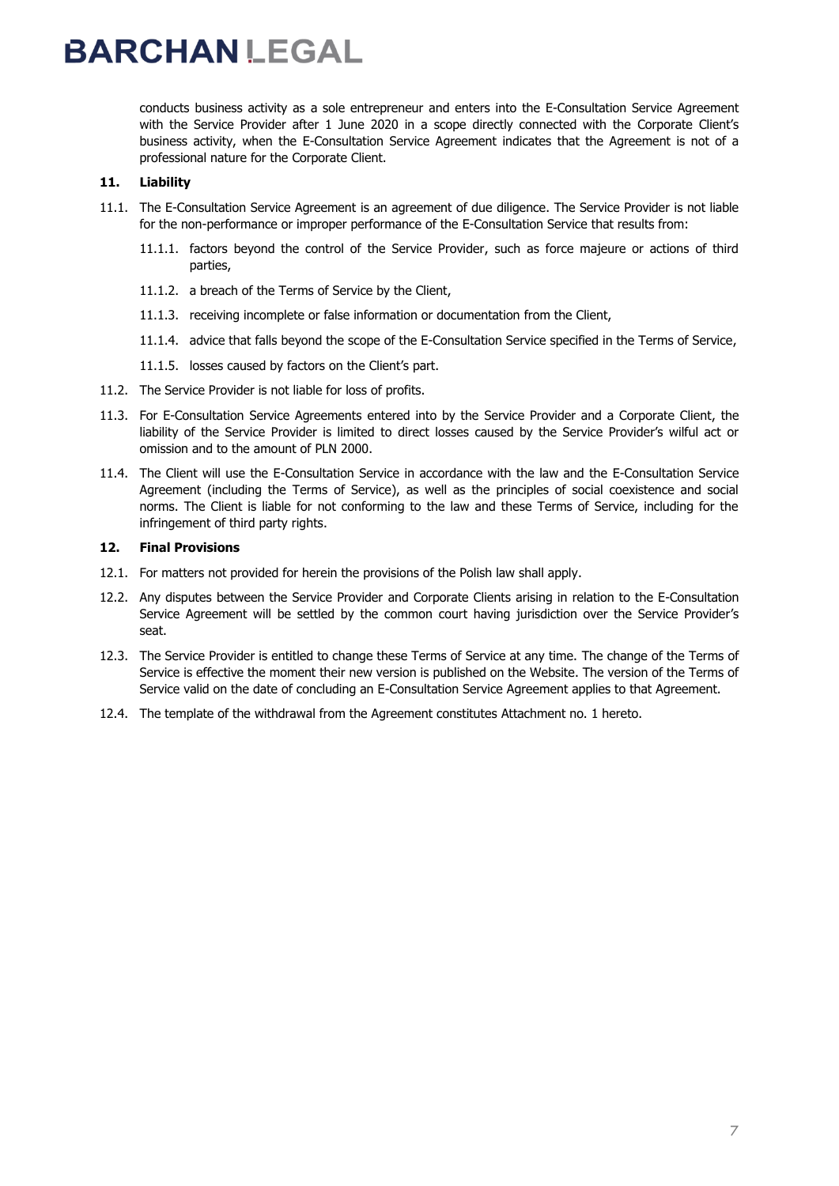conducts business activity as a sole entrepreneur and enters into the E-Consultation Service Agreement with the Service Provider after 1 June 2020 in a scope directly connected with the Corporate Client's business activity, when the E-Consultation Service Agreement indicates that the Agreement is not of a professional nature for the Corporate Client.

## 11. Liability

11.1. The E-Consultation Service Agreement is an agreement of due diligence. The Service Provider is not liable for the non-performance or improper performance of the E-Consultation Service that results from:

- 11.1.1. factors beyond the control of the Service Provider, such as force majeure or actions of third parties,
- 11.1.2. a breach of the Terms of Service by the Client,
- 11.1.3. receiving incomplete or false information or documentation from the Client,
- 11.1.4. advice that falls beyond the scope of the E-Consultation Service specified in the Terms of Service,
- 11.1.5. losses caused by factors on the Client's part.

11.2. The Service Provider is not liable for loss of profits.

11.3. For E-Consultation Service Agreements entered into by the Service Provider and a Corporate Client, the liability of the Service Provider is limited to direct losses caused by the Service Provider's wilful act or omission and to the amount of PLN 2000.

11.4. The Client will use the E-Consultation Service in accordance with the law and the E-Consultation Service Agreement (including the Terms of Service), as well as the principles of social coexistence and social norms. The Client is liable for not conforming to the law and these Terms of Service, including for the infringement of third party rights.

## 12. Final Provisions

12.1. For matters not provided for herein the provisions of the Polish law shall apply.

12.2. Any disputes between the Service Provider and Corporate Clients arising in relation to the E-Consultation Service Agreement will be settled by the common court having jurisdiction over the Service Provider's seat.

12.3. The Service Provider is entitled to change these Terms of Service at any time. The change of the Terms of Service is effective the moment their new version is published on the Website. The version of the Terms of Service valid on the date of concluding an E-Consultation Service Agreement applies to that Agreement.

12.4. The template of the withdrawal from the Agreement constitutes Attachment no. 1 hereto.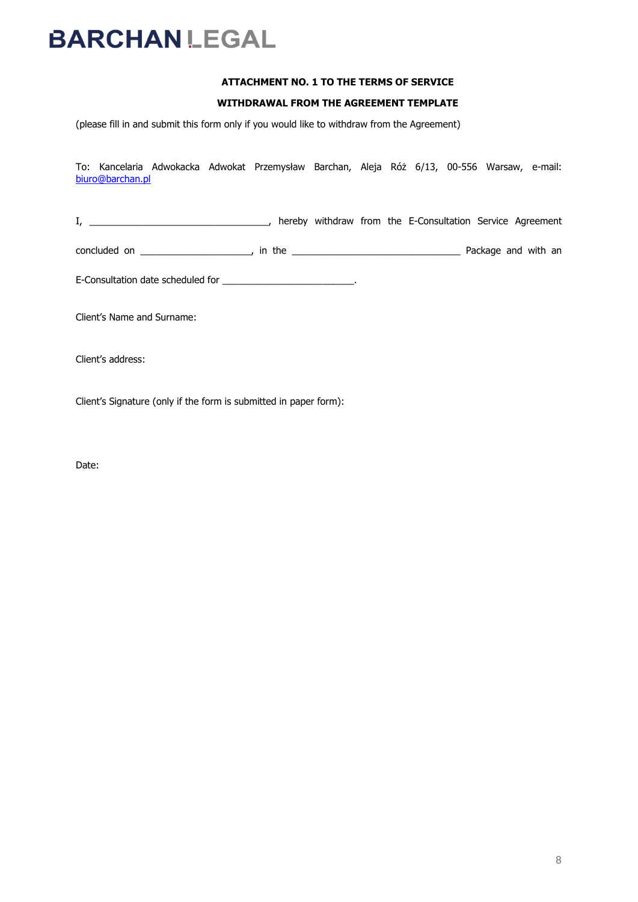BARCHAN LEGAL

**ATTACHMENT NO. 1 TO THE TERMS OF SERVICE**

**WITHDRAWAL FROM THE AGREEMENT TEMPLATE**

(please fill in and submit this form only if you would like to withdraw from the Agreement)

To: Kancelaria Adwokacka Adwokat Przemysław Barchan, Aleja Róż 6/13, 00-556 Warsaw, e-mail: biuro@barchan.pl

I, ___________________________________, hereby withdraw from the E-Consultation Service Agreement concluded on ______________________, in the _________________________________ Package and with an E-Consultation date scheduled for _________________________.

Client's Name and Surname:

Client's address:

Client's Signature (only if the form is submitted in paper form):

Date: